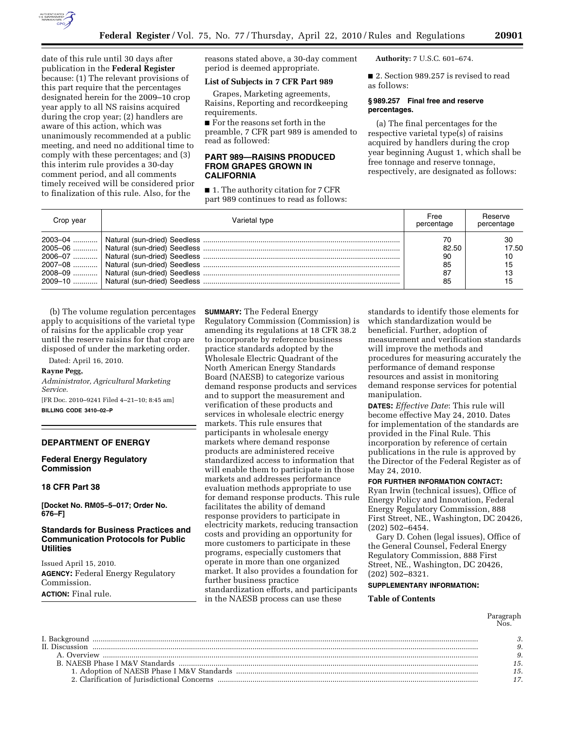date of this rule until 30 days after publication in the **Federal Register** because: (1) The relevant provisions of this part require that the percentages designated herein for the 2009–10 crop year apply to all NS raisins acquired during the crop year; (2) handlers are aware of this action, which was unanimously recommended at a public meeting, and need no additional time to comply with these percentages; and (3) this interim rule provides a 30-day comment period, and all comments timely received will be considered prior to finalization of this rule. Also, for the reasons stated above, a 30-day comment period is deemed appropriate.

### List of Subjects in 7 CFR Part 989

Grapes, Marketing agreements, Raisins, Reporting and recordkeeping requirements.

■ For the reasons set forth in the preamble, 7 CFR part 989 is amended to read as followed:

## PART 989—RAISINS PRODUCED FROM GRAPES GROWN IN CALIFORNIA

■ 1. The authority citation for 7 CFR part 989 continues to read as follows:

**Authority:** 7 U.S.C. 601–674.

■ 2. Section 989.257 is revised to read as follows:

### § 989.257 Final free and reserve percentages.

(a) The final percentages for the respective varietal type(s) of raisins acquired by handlers during the crop year beginning August 1, which shall be free tonnage and reserve tonnage, respectively, are designated as follows:

| Crop year | Varietal type | Free percentage | Reserve percentage |
|---|---|---|---|
| 2003–04 | Natural (sun-dried) Seedless | 70 | 30 |
| 2005–06 | Natural (sun-dried) Seedless | 82.50 | 17.50 |
| 2006–07 | Natural (sun-dried) Seedless | 90 | 10 |
| 2007–08 | Natural (sun-dried) Seedless | 85 | 15 |
| 2008–09 | Natural (sun-dried) Seedless | 87 | 13 |
| 2009–10 | Natural (sun-dried) Seedless | 85 | 15 |

(b) The volume regulation percentages apply to acquisitions of the varietal type of raisins for the applicable crop year until the reserve raisins for that crop are disposed of under the marketing order.

Dated: April 16, 2010.

**Rayne Pegg,**

*Administrator, Agricultural Marketing Service.*

[FR Doc. 2010–9241 Filed 4–21–10; 8:45 am]

**BILLING CODE 3410–02–P**

---

## DEPARTMENT OF ENERGY

### Federal Energy Regulatory Commission

### 18 CFR Part 38

**[Docket No. RM05–5–017; Order No. 676–F]**

## Standards for Business Practices and Communication Protocols for Public Utilities

Issued April 15, 2010.

**AGENCY:** Federal Energy Regulatory Commission.

**ACTION:** Final rule.

**SUMMARY:** The Federal Energy Regulatory Commission (Commission) is amending its regulations at 18 CFR 38.2 to incorporate by reference business practice standards adopted by the Wholesale Electric Quadrant of the North American Energy Standards Board (NAESB) to categorize various demand response products and services and to support the measurement and verification of these products and services in wholesale electric energy markets. This rule ensures that participants in wholesale energy markets where demand response products are administered receive standardized access to information that will enable them to participate in those markets and addresses performance evaluation methods appropriate to use for demand response products. This rule facilitates the ability of demand response providers to participate in electricity markets, reducing transaction costs and providing an opportunity for more customers to participate in these programs, especially customers that operate in more than one organized market. It also provides a foundation for further business practice standardization efforts, and participants in the NAESB process can use these standards to identify those elements for which standardization would be beneficial. Further, adoption of measurement and verification standards will improve the methods and procedures for measuring accurately the performance of demand response resources and assist in monitoring demand response services for potential manipulation.

**DATES:** *Effective Date*: This rule will become effective May 24, 2010. Dates for implementation of the standards are provided in the Final Rule. This incorporation by reference of certain publications in the rule is approved by the Director of the Federal Register as of May 24, 2010.

**FOR FURTHER INFORMATION CONTACT:**

Ryan Irwin (technical issues), Office of Energy Policy and Innovation, Federal Energy Regulatory Commission, 888 First Street, NE., Washington, DC 20426, (202) 502–6454.

Gary D. Cohen (legal issues), Office of the General Counsel, Federal Energy Regulatory Commission, 888 First Street, NE., Washington, DC 20426, (202) 502–8321.

**SUPPLEMENTARY INFORMATION:**

**Table of Contents**

| | Paragraph Nos. |
|---|---|
| I. Background | 3. |
| II. Discussion | 9. |
| A. Overview | 9. |
| B. NAESB Phase I M&V Standards | 15. |
| 1. Adoption of NAESB Phase I M&V Standards | 15. |
| 2. Clarification of Jurisdictional Concerns | 17. |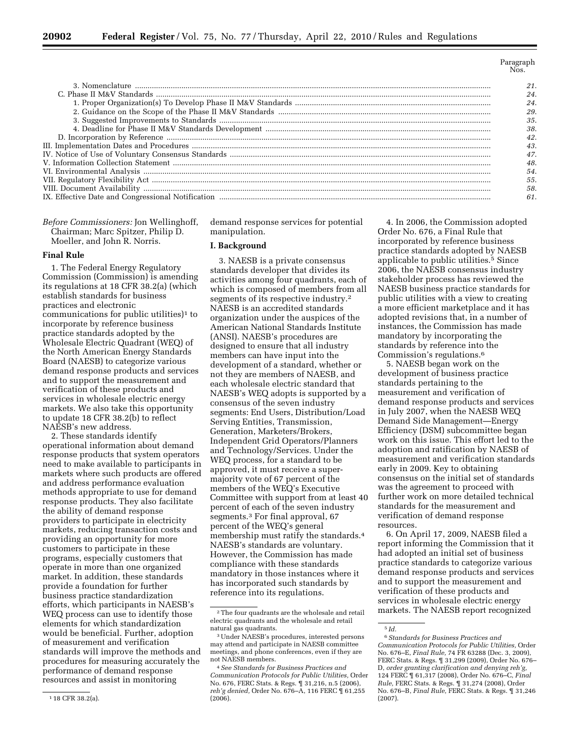| | Paragraph Nos. |
|---|---|
| 3. Nomenclature | 21. |
| C. Phase II M&V Standards | 24. |
| 1. Proper Organization(s) To Develop Phase II M&V Standards | 24. |
| 2. Guidance on the Scope of the Phase II M&V Standards | 29. |
| 3. Suggested Improvements to Standards | 35. |
| 4. Deadline for Phase II M&V Standards Development | 38. |
| D. Incorporation by Reference | 42. |
| III. Implementation Dates and Procedures | 43. |
| IV. Notice of Use of Voluntary Consensus Standards | 47. |
| V. Information Collection Statement | 48. |
| VI. Environmental Analysis | 54. |
| VII. Regulatory Flexibility Act | 55. |
| VIII. Document Availability | 58. |
| IX. Effective Date and Congressional Notification | 61. |

*Before Commissioners:* Jon Wellinghoff, Chairman; Marc Spitzer, Philip D. Moeller, and John R. Norris.

**Final Rule**

1. The Federal Energy Regulatory Commission (Commission) is amending its regulations at 18 CFR 38.2(a) (which establish standards for business practices and electronic communications for public utilities)[1] to incorporate by reference business practice standards adopted by the Wholesale Electric Quadrant (WEQ) of the North American Energy Standards Board (NAESB) to categorize various demand response products and services and to support the measurement and verification of these products and services in wholesale electric energy markets. We also take this opportunity to update 18 CFR 38.2(b) to reflect NAESB's new address.

2. These standards identify operational information about demand response products that system operators need to make available to participants in markets where such products are offered and address performance evaluation methods appropriate to use for demand response products. They also facilitate the ability of demand response providers to participate in electricity markets, reducing transaction costs and providing an opportunity for more customers to participate in these programs, especially customers that operate in more than one organized market. In addition, these standards provide a foundation for further business practice standardization efforts, which participants in NAESB's WEQ process can use to identify those elements for which standardization would be beneficial. Further, adoption of measurement and verification standards will improve the methods and procedures for measuring accurately the performance of demand response resources and assist in monitoring demand response services for potential manipulation.

**I. Background**

3. NAESB is a private consensus standards developer that divides its activities among four quadrants, each of which is composed of members from all segments of its respective industry.[2] NAESB is an accredited standards organization under the auspices of the American National Standards Institute (ANSI). NAESB's procedures are designed to ensure that all industry members can have input into the development of a standard, whether or not they are members of NAESB, and each wholesale electric standard that NAESB's WEQ adopts is supported by a consensus of the seven industry segments: End Users, Distribution/Load Serving Entities, Transmission, Generation, Marketers/Brokers, Independent Grid Operators/Planners and Technology/Services. Under the WEQ process, for a standard to be approved, it must receive a super-majority vote of 67 percent of the members of the WEQ's Executive Committee with support from at least 40 percent of each of the seven industry segments.[3] For final approval, 67 percent of the WEQ's general membership must ratify the standards.[4] NAESB's standards are voluntary. However, the Commission has made compliance with these standards mandatory in those instances where it has incorporated such standards by reference into its regulations.

4. In 2006, the Commission adopted Order No. 676, a Final Rule that incorporated by reference business practice standards adopted by NAESB applicable to public utilities.[5] Since 2006, the NAESB consensus industry stakeholder process has reviewed the NAESB business practice standards for public utilities with a view to creating a more efficient marketplace and it has adopted revisions that, in a number of instances, the Commission has made mandatory by incorporating the standards by reference into the Commission's regulations.[6]

5. NAESB began work on the development of business practice standards pertaining to the measurement and verification of demand response products and services in July 2007, when the NAESB WEQ Demand Side Management—Energy Efficiency (DSM) subcommittee began work on this issue. This effort led to the adoption and ratification by NAESB of measurement and verification standards early in 2009. Key to obtaining consensus on the initial set of standards was the agreement to proceed with further work on more detailed technical standards for the measurement and verification of demand response resources.

6. On April 17, 2009, NAESB filed a report informing the Commission that it had adopted an initial set of business practice standards to categorize various demand response products and services and to support the measurement and verification of these products and services in wholesale electric energy markets. The NAESB report recognized

[1] 18 CFR 38.2(a).

[2] The four quadrants are the wholesale and retail electric quadrants and the wholesale and retail natural gas quadrants.

[3] Under NAESB's procedures, interested persons may attend and participate in NAESB committee meetings, and phone conferences, even if they are not NAESB members.

[4] *See Standards for Business Practices and Communication Protocols for Public Utilities,* Order No. 676, FERC Stats. & Regs. ¶ 31,216, n.5 (2006), *reh'g denied,* Order No. 676–A, 116 FERC ¶ 61,255 (2006).

[5] *Id.*

[6] *Standards for Business Practices and Communication Protocols for Public Utilities,* Order No. 676–E, *Final Rule,* 74 FR 63288 (Dec. 3, 2009), FERC Stats. & Regs. ¶ 31,299 (2009), Order No. 676–D, *order granting clarification and denying reh'g,* 124 FERC ¶ 61,317 (2008), Order No. 676–C, *Final Rule,* FERC Stats. & Regs. ¶ 31,274 (2008), Order No. 676–B, *Final Rule,* FERC Stats. & Regs. ¶ 31,246 (2007).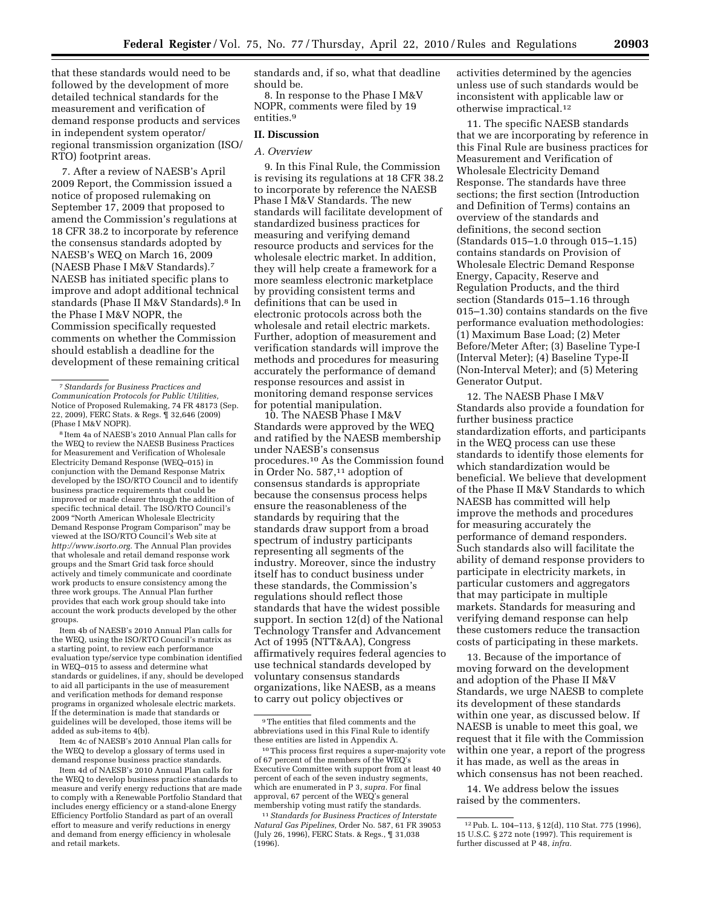that these standards would need to be followed by the development of more detailed technical standards for the measurement and verification of demand response products and services in independent system operator/regional transmission organization (ISO/RTO) footprint areas.

7. After a review of NAESB's April 2009 Report, the Commission issued a notice of proposed rulemaking on September 17, 2009 that proposed to amend the Commission's regulations at 18 CFR 38.2 to incorporate by reference the consensus standards adopted by NAESB's WEQ on March 16, 2009 (NAESB Phase I M&V Standards).[7] NAESB has initiated specific plans to improve and adopt additional technical standards (Phase II M&V Standards).[8] In the Phase I M&V NOPR, the Commission specifically requested comments on whether the Commission should establish a deadline for the development of these remaining critical standards and, if so, what that deadline should be.

8. In response to the Phase I M&V NOPR, comments were filed by 19 entities.[9]

## II. Discussion

### A. Overview

9. In this Final Rule, the Commission is revising its regulations at 18 CFR 38.2 to incorporate by reference the NAESB Phase I M&V Standards. The new standards will facilitate development of standardized business practices for measuring and verifying demand resource products and services for the wholesale electric market. In addition, they will help create a framework for a more seamless electronic marketplace by providing consistent terms and definitions that can be used in electronic protocols across both the wholesale and retail electric markets. Further, adoption of measurement and verification standards will improve the methods and procedures for measuring accurately the performance of demand response resources and assist in monitoring demand response services for potential manipulation.

10. The NAESB Phase I M&V Standards were approved by the WEQ and ratified by the NAESB membership under NAESB's consensus procedures.[10] As the Commission found in Order No. 587,[11] adoption of consensus standards is appropriate because the consensus process helps ensure the reasonableness of the standards by requiring that the standards draw support from a broad spectrum of industry participants representing all segments of the industry. Moreover, since the industry itself has to conduct business under these standards, the Commission's regulations should reflect those standards that have the widest possible support. In section 12(d) of the National Technology Transfer and Advancement Act of 1995 (NTT&AA), Congress affirmatively requires federal agencies to use technical standards developed by voluntary consensus standards organizations, like NAESB, as a means to carry out policy objectives or activities determined by the agencies unless use of such standards would be inconsistent with applicable law or otherwise impractical.[12]

11. The specific NAESB standards that we are incorporating by reference in this Final Rule are business practices for Measurement and Verification of Wholesale Electricity Demand Response. The standards have three sections; the first section (Introduction and Definition of Terms) contains an overview of the standards and definitions, the second section (Standards 015–1.0 through 015–1.15) contains standards on Provision of Wholesale Electric Demand Response Energy, Capacity, Reserve and Regulation Products, and the third section (Standards 015–1.16 through 015–1.30) contains standards on the five performance evaluation methodologies: (1) Maximum Base Load; (2) Meter Before/Meter After; (3) Baseline Type-I (Interval Meter); (4) Baseline Type-II (Non-Interval Meter); and (5) Metering Generator Output.

12. The NAESB Phase I M&V Standards also provide a foundation for further business practice standardization efforts, and participants in the WEQ process can use these standards to identify those elements for which standardization would be beneficial. We believe that development of the Phase II M&V Standards to which NAESB has committed will help improve the methods and procedures for measuring accurately the performance of demand responders. Such standards also will facilitate the ability of demand response providers to participate in electricity markets, in particular customers and aggregators that may participate in multiple markets. Standards for measuring and verifying demand response can help these customers reduce the transaction costs of participating in these markets.

13. Because of the importance of moving forward on the development and adoption of the Phase II M&V Standards, we urge NAESB to complete its development of these standards within one year, as discussed below. If NAESB is unable to meet this goal, we request that it file with the Commission within one year, a report of the progress it has made, as well as the areas in which consensus has not been reached.

14. We address below the issues raised by the commenters.

---

[7] *Standards for Business Practices and Communication Protocols for Public Utilities*, Notice of Proposed Rulemaking, 74 FR 48173 (Sep. 22, 2009), FERC Stats. & Regs. ¶ 32,646 (2009) (Phase I M&V NOPR).

[8] Item 4a of NAESB's 2010 Annual Plan calls for the WEQ to review the NAESB Business Practices for Measurement and Verification of Wholesale Electricity Demand Response (WEQ–015) in conjunction with the Demand Response Matrix developed by the ISO/RTO Council and to identify business practice requirements that could be improved or made clearer through the addition of specific technical detail. The ISO/RTO Council's 2009 "North American Wholesale Electricity Demand Response Program Comparison" may be viewed at the ISO/RTO Council's Web site at *http://www.isorto.org.* The Annual Plan provides that wholesale and retail demand response work groups and the Smart Grid task force should actively and timely communicate and coordinate work products to ensure consistency among the three work groups. The Annual Plan further provides that each work group should take into account the work products developed by the other groups.

Item 4b of NAESB's 2010 Annual Plan calls for the WEQ, using the ISO/RTO Council's matrix as a starting point, to review each performance evaluation type/service type combination identified in WEQ–015 to assess and determine what standards or guidelines, if any, should be developed to aid all participants in the use of measurement and verification methods for demand response programs in organized wholesale electric markets. If the determination is made that standards or guidelines will be developed, those items will be added as sub-items to 4(b).

Item 4c of NAESB's 2010 Annual Plan calls for the WEQ to develop a glossary of terms used in demand response business practice standards.

Item 4d of NAESB's 2010 Annual Plan calls for the WEQ to develop business practice standards to measure and verify energy reductions that are made to comply with a Renewable Portfolio Standard that includes energy efficiency or a stand-alone Energy Efficiency Portfolio Standard as part of an overall effort to measure and verify reductions in energy and demand from energy efficiency in wholesale and retail markets.

[9] The entities that filed comments and the abbreviations used in this Final Rule to identify these entities are listed in Appendix A.

[10] This process first requires a super-majority vote of 67 percent of the members of the WEQ's Executive Committee with support from at least 40 percent of each of the seven industry segments, which are enumerated in P 3, *supra*. For final approval, 67 percent of the WEQ's general membership voting must ratify the standards.

[11] *Standards for Business Practices of Interstate Natural Gas Pipelines*, Order No. 587, 61 FR 39053 (July 26, 1996), FERC Stats. & Regs., ¶ 31,038 (1996).

[12] Pub. L. 104–113, § 12(d), 110 Stat. 775 (1996), 15 U.S.C. § 272 note (1997). This requirement is further discussed at P 48, *infra*.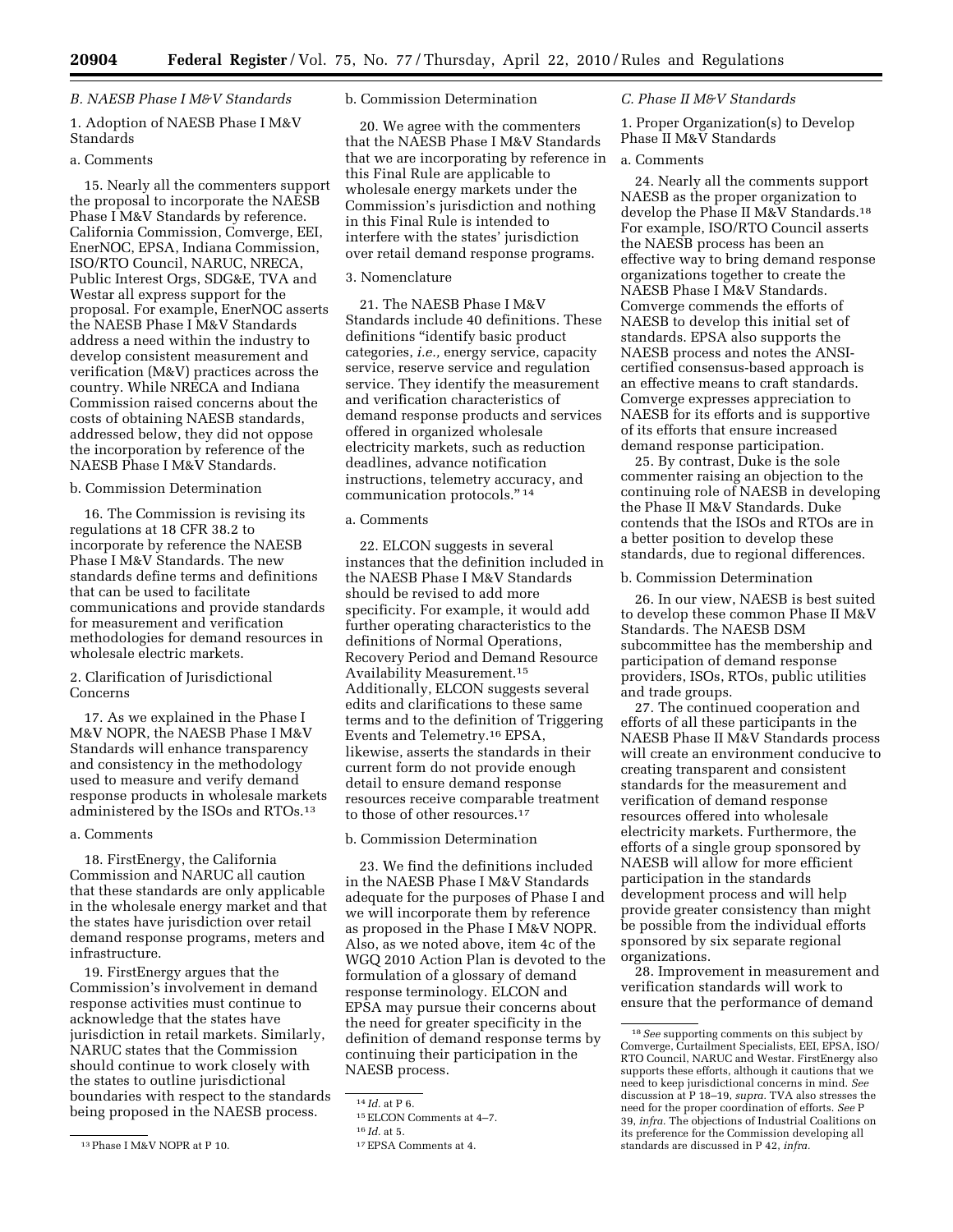### B. NAESB Phase I M&V Standards

#### 1. Adoption of NAESB Phase I M&V Standards

##### a. Comments

15. Nearly all the commenters support the proposal to incorporate the NAESB Phase I M&V Standards by reference. California Commission, Comverge, EEI, EnerNOC, EPSA, Indiana Commission, ISO/RTO Council, NARUC, NRECA, Public Interest Orgs, SDG&E, TVA and Westar all express support for the proposal. For example, EnerNOC asserts the NAESB Phase I M&V Standards address a need within the industry to develop consistent measurement and verification (M&V) practices across the country. While NRECA and Indiana Commission raised concerns about the costs of obtaining NAESB standards, addressed below, they did not oppose the incorporation by reference of the NAESB Phase I M&V Standards.

##### b. Commission Determination

16. The Commission is revising its regulations at 18 CFR 38.2 to incorporate by reference the NAESB Phase I M&V Standards. The new standards define terms and definitions that can be used to facilitate communications and provide standards for measurement and verification methodologies for demand resources in wholesale electric markets.

#### 2. Clarification of Jurisdictional Concerns

17. As we explained in the Phase I M&V NOPR, the NAESB Phase I M&V Standards will enhance transparency and consistency in the methodology used to measure and verify demand response products in wholesale markets administered by the ISOs and RTOs.[13]

##### a. Comments

18. FirstEnergy, the California Commission and NARUC all caution that these standards are only applicable in the wholesale energy market and that the states have jurisdiction over retail demand response programs, meters and infrastructure.

19. FirstEnergy argues that the Commission's involvement in demand response activities must continue to acknowledge that the states have jurisdiction in retail markets. Similarly, NARUC states that the Commission should continue to work closely with the states to outline jurisdictional boundaries with respect to the standards being proposed in the NAESB process.

##### b. Commission Determination

20. We agree with the commenters that the NAESB Phase I M&V Standards that we are incorporating by reference in this Final Rule are applicable to wholesale energy markets under the Commission's jurisdiction and nothing in this Final Rule is intended to interfere with the states' jurisdiction over retail demand response programs.

#### 3. Nomenclature

21. The NAESB Phase I M&V Standards include 40 definitions. These definitions "identify basic product categories, *i.e.,* energy service, capacity service, reserve service and regulation service. They identify the measurement and verification characteristics of demand response products and services offered in organized wholesale electricity markets, such as reduction deadlines, advance notification instructions, telemetry accuracy, and communication protocols."[14]

##### a. Comments

22. ELCON suggests in several instances that the definition included in the NAESB Phase I M&V Standards should be revised to add more specificity. For example, it would add further operating characteristics to the definitions of Normal Operations, Recovery Period and Demand Resource Availability Measurement.[15] Additionally, ELCON suggests several edits and clarifications to these same terms and to the definition of Triggering Events and Telemetry.[16] EPSA, likewise, asserts the standards in their current form do not provide enough detail to ensure demand response resources receive comparable treatment to those of other resources.[17]

##### b. Commission Determination

23. We find the definitions included in the NAESB Phase I M&V Standards adequate for the purposes of Phase I and we will incorporate them by reference as proposed in the Phase I M&V NOPR. Also, as we noted above, item 4c of the WGQ 2010 Action Plan is devoted to the formulation of a glossary of demand response terminology. ELCON and EPSA may pursue their concerns about the need for greater specificity in the definition of demand response terms by continuing their participation in the NAESB process.

### C. Phase II M&V Standards

#### 1. Proper Organization(s) to Develop Phase II M&V Standards

##### a. Comments

24. Nearly all the comments support NAESB as the proper organization to develop the Phase II M&V Standards.[18] For example, ISO/RTO Council asserts the NAESB process has been an effective way to bring demand response organizations together to create the NAESB Phase I M&V Standards. Comverge commends the efforts of NAESB to develop this initial set of standards. EPSA also supports the NAESB process and notes the ANSI-certified consensus-based approach is an effective means to craft standards. Comverge expresses appreciation to NAESB for its efforts and is supportive of its efforts that ensure increased demand response participation.

25. By contrast, Duke is the sole commenter raising an objection to the continuing role of NAESB in developing the Phase II M&V Standards. Duke contends that the ISOs and RTOs are in a better position to develop these standards, due to regional differences.

##### b. Commission Determination

26. In our view, NAESB is best suited to develop these common Phase II M&V Standards. The NAESB DSM subcommittee has the membership and participation of demand response providers, ISOs, RTOs, public utilities and trade groups.

27. The continued cooperation and efforts of all these participants in the NAESB Phase II M&V Standards process will create an environment conducive to creating transparent and consistent standards for the measurement and verification of demand response resources offered into wholesale electricity markets. Furthermore, the efforts of a single group sponsored by NAESB will allow for more efficient participation in the standards development process and will help provide greater consistency than might be possible from the individual efforts sponsored by six separate regional organizations.

28. Improvement in measurement and verification standards will work to ensure that the performance of demand

---

[13] Phase I M&V NOPR at P 10.

[14] *Id.* at P 6.

[15] ELCON Comments at 4–7.

[16] *Id.* at 5.

[17] EPSA Comments at 4.

[18] *See* supporting comments on this subject by Comverge, Curtailment Specialists, EEI, EPSA, ISO/RTO Council, NARUC and Westar. FirstEnergy also supports these efforts, although it cautions that we need to keep jurisdictional concerns in mind. *See* discussion at P 18–19, *supra.* TVA also stresses the need for the proper coordination of efforts. *See* P 39, *infra.* The objections of Industrial Coalitions on its preference for the Commission developing all standards are discussed in P 42, *infra.*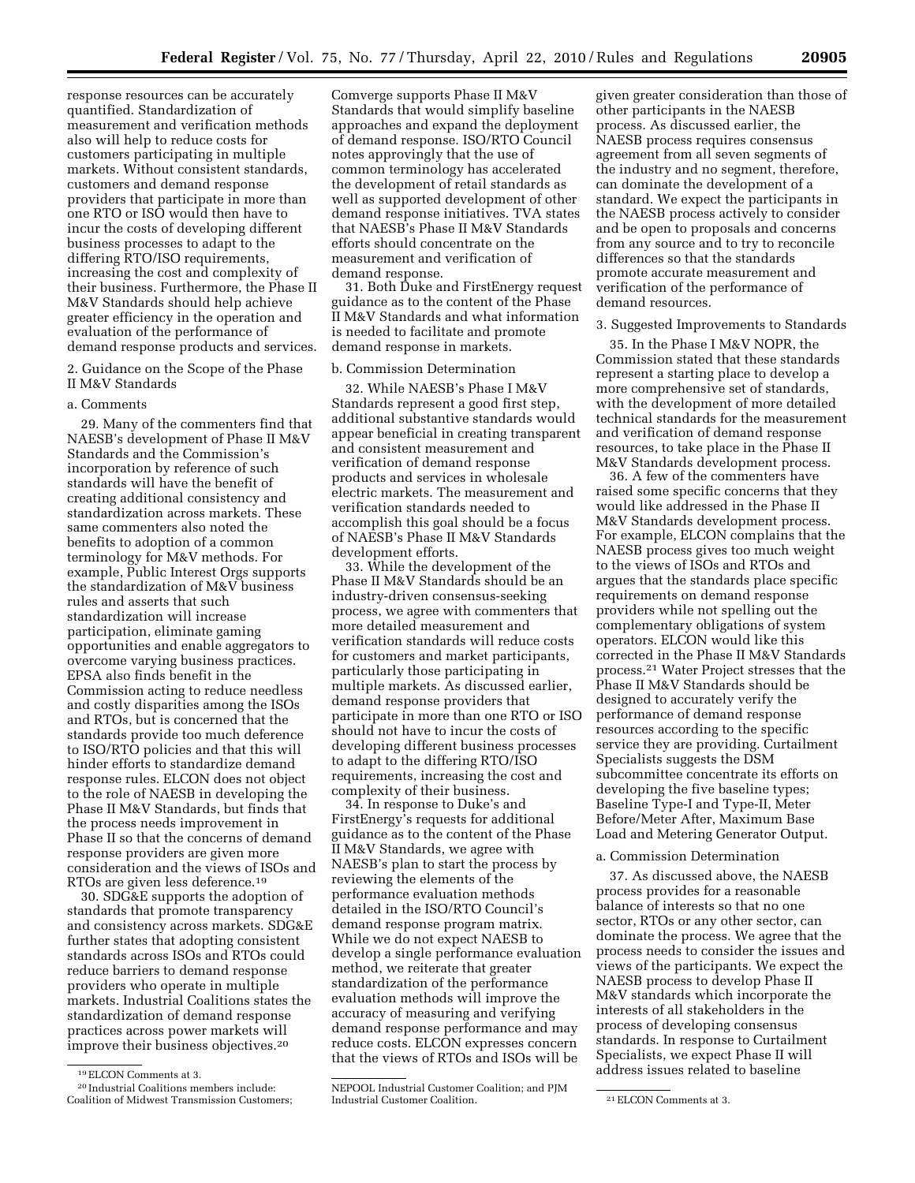response resources can be accurately quantified. Standardization of measurement and verification methods also will help to reduce costs for customers participating in multiple markets. Without consistent standards, customers and demand response providers that participate in more than one RTO or ISO would then have to incur the costs of developing different business processes to adapt to the differing RTO/ISO requirements, increasing the cost and complexity of their business. Furthermore, the Phase II M&V Standards should help achieve greater efficiency in the operation and evaluation of the performance of demand response products and services.

2. Guidance on the Scope of the Phase II M&V Standards

a. Comments

29. Many of the commenters find that NAESB's development of Phase II M&V Standards and the Commission's incorporation by reference of such standards will have the benefit of creating additional consistency and standardization across markets. These same commenters also noted the benefits to adoption of a common terminology for M&V methods. For example, Public Interest Orgs supports the standardization of M&V business rules and asserts that such standardization will increase participation, eliminate gaming opportunities and enable aggregators to overcome varying business practices. EPSA also finds benefit in the Commission acting to reduce needless and costly disparities among the ISOs and RTOs, but is concerned that the standards provide too much deference to ISO/RTO policies and that this will hinder efforts to standardize demand response rules. ELCON does not object to the role of NAESB in developing the Phase II M&V Standards, but finds that the process needs improvement in Phase II so that the concerns of demand response providers are given more consideration and the views of ISOs and RTOs are given less deference.[19]

30. SDG&E supports the adoption of standards that promote transparency and consistency across markets. SDG&E further states that adopting consistent standards across ISOs and RTOs could reduce barriers to demand response providers who operate in multiple markets. Industrial Coalitions states the standardization of demand response practices across power markets will improve their business objectives.[20] Comverge supports Phase II M&V Standards that would simplify baseline approaches and expand the deployment of demand response. ISO/RTO Council notes approvingly that the use of common terminology has accelerated the development of retail standards as well as supported development of other demand response initiatives. TVA states that NAESB's Phase II M&V Standards efforts should concentrate on the measurement and verification of demand response.

31. Both Duke and FirstEnergy request guidance as to the content of the Phase II M&V Standards and what information is needed to facilitate and promote demand response in markets.

b. Commission Determination

32. While NAESB's Phase I M&V Standards represent a good first step, additional substantive standards would appear beneficial in creating transparent and consistent measurement and verification of demand response products and services in wholesale electric markets. The measurement and verification standards needed to accomplish this goal should be a focus of NAESB's Phase II M&V Standards development efforts.

33. While the development of the Phase II M&V Standards should be an industry-driven consensus-seeking process, we agree with commenters that more detailed measurement and verification standards will reduce costs for customers and market participants, particularly those participating in multiple markets. As discussed earlier, demand response providers that participate in more than one RTO or ISO should not have to incur the costs of developing different business processes to adapt to the differing RTO/ISO requirements, increasing the cost and complexity of their business.

34. In response to Duke's and FirstEnergy's requests for additional guidance as to the content of the Phase II M&V Standards, we agree with NAESB's plan to start the process by reviewing the elements of the performance evaluation methods detailed in the ISO/RTO Council's demand response program matrix. While we do not expect NAESB to develop a single performance evaluation method, we reiterate that greater standardization of the performance evaluation methods will improve the accuracy of measuring and verifying demand response performance and may reduce costs. ELCON expresses concern that the views of RTOs and ISOs will be given greater consideration than those of other participants in the NAESB process. As discussed earlier, the NAESB process requires consensus agreement from all seven segments of the industry and no segment, therefore, can dominate the development of a standard. We expect the participants in the NAESB process actively to consider and be open to proposals and concerns from any source and to try to reconcile differences so that the standards promote accurate measurement and verification of the performance of demand resources.

3. Suggested Improvements to Standards

35. In the Phase I M&V NOPR, the Commission stated that these standards represent a starting place to develop a more comprehensive set of standards, with the development of more detailed technical standards for the measurement and verification of demand response resources, to take place in the Phase II M&V Standards development process.

36. A few of the commenters have raised some specific concerns that they would like addressed in the Phase II M&V Standards development process. For example, ELCON complains that the NAESB process gives too much weight to the views of ISOs and RTOs and argues that the standards place specific requirements on demand response providers while not spelling out the complementary obligations of system operators. ELCON would like this corrected in the Phase II M&V Standards process.[21] Water Project stresses that the Phase II M&V Standards should be designed to accurately verify the performance of demand response resources according to the specific service they are providing. Curtailment Specialists suggests the DSM subcommittee concentrate its efforts on developing the five baseline types; Baseline Type-I and Type-II, Meter Before/Meter After, Maximum Base Load and Metering Generator Output.

a. Commission Determination

37. As discussed above, the NAESB process provides for a reasonable balance of interests so that no one sector, RTOs or any other sector, can dominate the process. We agree that the process needs to consider the issues and views of the participants. We expect the NAESB process to develop Phase II M&V standards which incorporate the interests of all stakeholders in the process of developing consensus standards. In response to Curtailment Specialists, we expect Phase II will address issues related to baseline

---

[19] ELCON Comments at 3.

[20] Industrial Coalitions members include: Coalition of Midwest Transmission Customers; NEPOOL Industrial Customer Coalition; and PJM Industrial Customer Coalition.

[21] ELCON Comments at 3.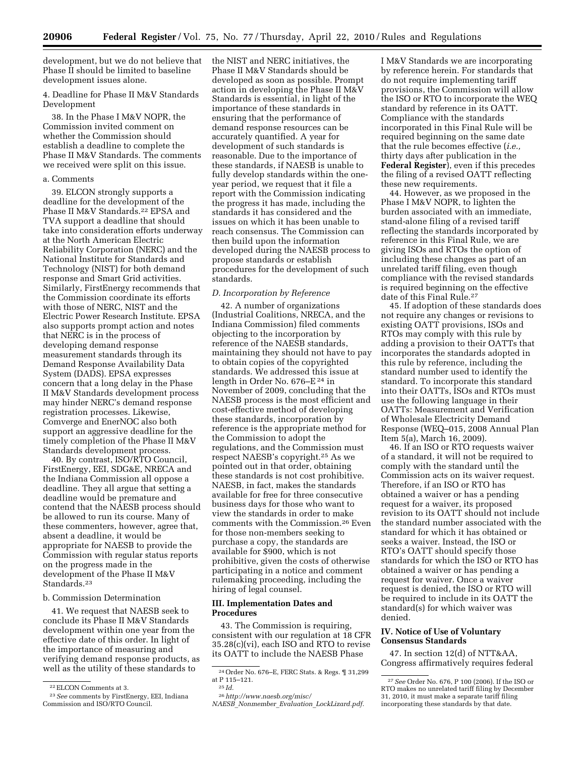development, but we do not believe that Phase II should be limited to baseline development issues alone.

4. Deadline for Phase II M&V Standards Development

38. In the Phase I M&V NOPR, the Commission invited comment on whether the Commission should establish a deadline to complete the Phase II M&V Standards. The comments we received were split on this issue.

a. Comments

39. ELCON strongly supports a deadline for the development of the Phase II M&V Standards.[22] EPSA and TVA support a deadline that should take into consideration efforts underway at the North American Electric Reliability Corporation (NERC) and the National Institute for Standards and Technology (NIST) for both demand response and Smart Grid activities. Similarly, FirstEnergy recommends that the Commission coordinate its efforts with those of NERC, NIST and the Electric Power Research Institute. EPSA also supports prompt action and notes that NERC is in the process of developing demand response measurement standards through its Demand Response Availability Data System (DADS). EPSA expresses concern that a long delay in the Phase II M&V Standards development process may hinder NERC's demand response registration processes. Likewise, Comverge and EnerNOC also both support an aggressive deadline for the timely completion of the Phase II M&V Standards development process.

40. By contrast, ISO/RTO Council, FirstEnergy, EEI, SDG&E, NRECA and the Indiana Commission all oppose a deadline. They all argue that setting a deadline would be premature and contend that the NAESB process should be allowed to run its course. Many of these commenters, however, agree that, absent a deadline, it would be appropriate for NAESB to provide the Commission with regular status reports on the progress made in the development of the Phase II M&V Standards.[23]

b. Commission Determination

41. We request that NAESB seek to conclude its Phase II M&V Standards development within one year from the effective date of this order. In light of the importance of measuring and verifying demand response products, as well as the utility of these standards to the NIST and NERC initiatives, the Phase II M&V Standards should be developed as soon as possible. Prompt action in developing the Phase II M&V Standards is essential, in light of the importance of these standards in ensuring that the performance of demand response resources can be accurately quantified. A year for development of such standards is reasonable. Due to the importance of these standards, if NAESB is unable to fully develop standards within the one-year period, we request that it file a report with the Commission indicating the progress it has made, including the standards it has considered and the issues on which it has been unable to reach consensus. The Commission can then build upon the information developed during the NAESB process to propose standards or establish procedures for the development of such standards.

### *D. Incorporation by Reference*

42. A number of organizations (Industrial Coalitions, NRECA, and the Indiana Commission) filed comments objecting to the incorporation by reference of the NAESB standards, maintaining they should not have to pay to obtain copies of the copyrighted standards. We addressed this issue at length in Order No. 676–E[24] in November of 2009, concluding that the NAESB process is the most efficient and cost-effective method of developing these standards, incorporation by reference is the appropriate method for the Commission to adopt the regulations, and the Commission must respect NAESB's copyright.[25] As we pointed out in that order, obtaining these standards is not cost prohibitive. NAESB, in fact, makes the standards available for free for three consecutive business days for those who want to view the standards in order to make comments with the Commission.[26] Even for those non-members seeking to purchase a copy, the standards are available for $900, which is not prohibitive, given the costs of otherwise participating in a notice and comment rulemaking proceeding, including the hiring of legal counsel.

## III. Implementation Dates and Procedures

43. The Commission is requiring, consistent with our regulation at 18 CFR 35.28(c)(vi), each ISO and RTO to revise its OATT to include the NAESB Phase I M&V Standards we are incorporating by reference herein. For standards that do not require implementing tariff provisions, the Commission will allow the ISO or RTO to incorporate the WEQ standard by reference in its OATT. Compliance with the standards incorporated in this Final Rule will be required beginning on the same date that the rule becomes effective (*i.e.,* thirty days after publication in the **Federal Register**), even if this precedes the filing of a revised OATT reflecting these new requirements.

44. However, as we proposed in the Phase I M&V NOPR, to lighten the burden associated with an immediate, stand-alone filing of a revised tariff reflecting the standards incorporated by reference in this Final Rule, we are giving ISOs and RTOs the option of including these changes as part of an unrelated tariff filing, even though compliance with the revised standards is required beginning on the effective date of this Final Rule.[27]

45. If adoption of these standards does not require any changes or revisions to existing OATT provisions, ISOs and RTOs may comply with this rule by adding a provision to their OATTs that incorporates the standards adopted in this rule by reference, including the standard number used to identify the standard. To incorporate this standard into their OATTs, ISOs and RTOs must use the following language in their OATTs: Measurement and Verification of Wholesale Electricity Demand Response (WEQ–015, 2008 Annual Plan Item 5(a), March 16, 2009).

46. If an ISO or RTO requests waiver of a standard, it will not be required to comply with the standard until the Commission acts on its waiver request. Therefore, if an ISO or RTO has obtained a waiver or has a pending request for a waiver, its proposed revision to its OATT should not include the standard number associated with the standard for which it has obtained or seeks a waiver. Instead, the ISO or RTO's OATT should specify those standards for which the ISO or RTO has obtained a waiver or has pending a request for waiver. Once a waiver request is denied, the ISO or RTO will be required to include in its OATT the standard(s) for which waiver was denied.

## IV. Notice of Use of Voluntary Consensus Standards

47. In section 12(d) of NTT&AA, Congress affirmatively requires federal

---

[22] ELCON Comments at 3.

[23] *See* comments by FirstEnergy, EEI, Indiana Commission and ISO/RTO Council.

[24] Order No. 676–E, FERC Stats. & Regs. ¶ 31,299 at P 115–121.

[25] *Id.*

[26] *http://www.naesb.org/misc/NAESB_Nonmember_Evaluation_LockLizard.pdf.*

[27] *See* Order No. 676, P 100 (2006). If the ISO or RTO makes no unrelated tariff filing by December 31, 2010, it must make a separate tariff filing incorporating these standards by that date.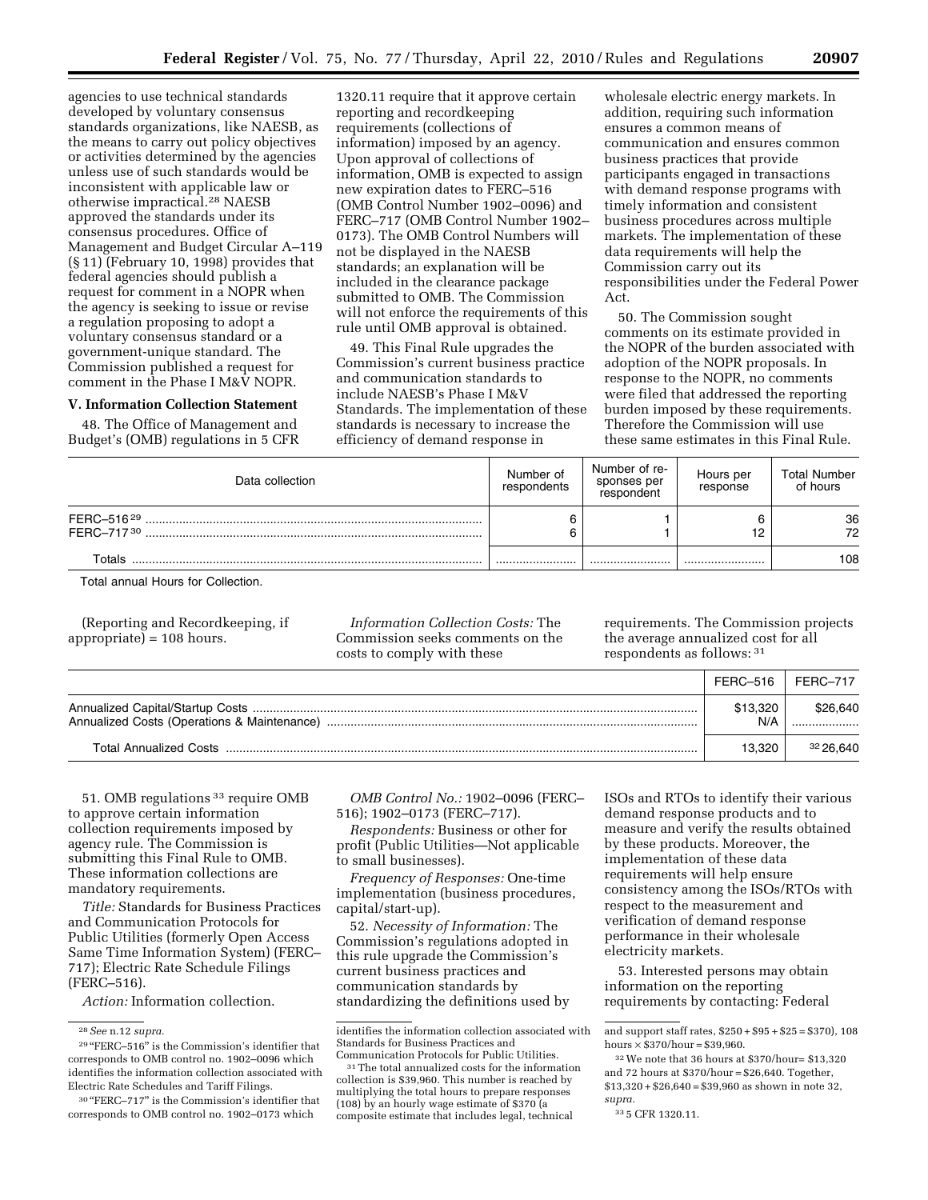agencies to use technical standards developed by voluntary consensus standards organizations, like NAESB, as the means to carry out policy objectives or activities determined by the agencies unless use of such standards would be inconsistent with applicable law or otherwise impractical.[28] NAESB approved the standards under its consensus procedures. Office of Management and Budget Circular A–119 (§ 11) (February 10, 1998) provides that federal agencies should publish a request for comment in a NOPR when the agency is seeking to issue or revise a regulation proposing to adopt a voluntary consensus standard or a government-unique standard. The Commission published a request for comment in the Phase I M&V NOPR.

## V. Information Collection Statement

48. The Office of Management and Budget's (OMB) regulations in 5 CFR 1320.11 require that it approve certain reporting and recordkeeping requirements (collections of information) imposed by an agency. Upon approval of collections of information, OMB is expected to assign new expiration dates to FERC–516 (OMB Control Number 1902–0096) and FERC–717 (OMB Control Number 1902–0173). The OMB Control Numbers will not be displayed in the NAESB standards; an explanation will be included in the clearance package submitted to OMB. The Commission will not enforce the requirements of this rule until OMB approval is obtained.

49. This Final Rule upgrades the Commission's current business practice and communication standards to include NAESB's Phase I M&V Standards. The implementation of these standards is necessary to increase the efficiency of demand response in wholesale electric energy markets. In addition, requiring such information ensures a common means of communication and ensures common business practices that provide participants engaged in transactions with demand response programs with timely information and consistent business procedures across multiple markets. The implementation of these data requirements will help the Commission carry out its responsibilities under the Federal Power Act.

50. The Commission sought comments on its estimate provided in the NOPR of the burden associated with adoption of the NOPR proposals. In response to the NOPR, no comments were filed that addressed the reporting burden imposed by these requirements. Therefore the Commission will use these same estimates in this Final Rule.

| Data collection | Number of respondents | Number of responses per respondent | Hours per response | Total Number of hours |
|---|---|---|---|---|
| FERC–516[29] | 6 | 1 | 6 | 36 |
| FERC–717[30] | 6 | 1 | 12 | 72 |
| Totals | | | | 108 |

Total annual Hours for Collection.

(Reporting and Recordkeeping, if appropriate) = 108 hours.

*Information Collection Costs:* The Commission seeks comments on the costs to comply with these requirements. The Commission projects the average annualized cost for all respondents as follows: [31]

| | FERC–516 | FERC–717 |
|---|---|---|
| Annualized Capital/Startup Costs | $13,320 | $26,640 |
| Annualized Costs (Operations & Maintenance) | N/A | |
| Total Annualized Costs | 13,320 | [32] 26,640 |

51. OMB regulations [33] require OMB to approve certain information collection requirements imposed by agency rule. The Commission is submitting this Final Rule to OMB. These information collections are mandatory requirements.

*Title:* Standards for Business Practices and Communication Protocols for Public Utilities (formerly Open Access Same Time Information System) (FERC–717); Electric Rate Schedule Filings (FERC–516).

*Action:* Information collection.

*OMB Control No.:* 1902–0096 (FERC–516); 1902–0173 (FERC–717).

*Respondents:* Business or other for profit (Public Utilities—Not applicable to small businesses).

*Frequency of Responses:* One-time implementation (business procedures, capital/start-up).

52. *Necessity of Information:* The Commission's regulations adopted in this rule upgrade the Commission's current business practices and communication standards by standardizing the definitions used by ISOs and RTOs to identify their various demand response products and to measure and verify the results obtained by these products. Moreover, the implementation of these data requirements will help ensure consistency among the ISOs/RTOs with respect to the measurement and verification of demand response performance in their wholesale electricity markets.

53. Interested persons may obtain information on the reporting requirements by contacting: Federal

---

[28] *See* n.12 *supra.*

[29] "FERC–516" is the Commission's identifier that corresponds to OMB control no. 1902–0096 which identifies the information collection associated with Electric Rate Schedules and Tariff Filings.

[30] "FERC–717" is the Commission's identifier that corresponds to OMB control no. 1902–0173 which identifies the information collection associated with Standards for Business Practices and Communication Protocols for Public Utilities.

[31] The total annualized costs for the information collection is $39,960. This number is reached by multiplying the total hours to prepare responses (108) by an hourly wage estimate of $370 (a composite estimate that includes legal, technical and support staff rates, $250 + $95 + $25 = $370), 108 hours × $370/hour = $39,960.

[32] We note that 36 hours at $370/hour= $13,320 and 72 hours at $370/hour = $26,640. Together, $13,320 + $26,640 = $39,960 as shown in note 32, *supra.*

[33] 5 CFR 1320.11.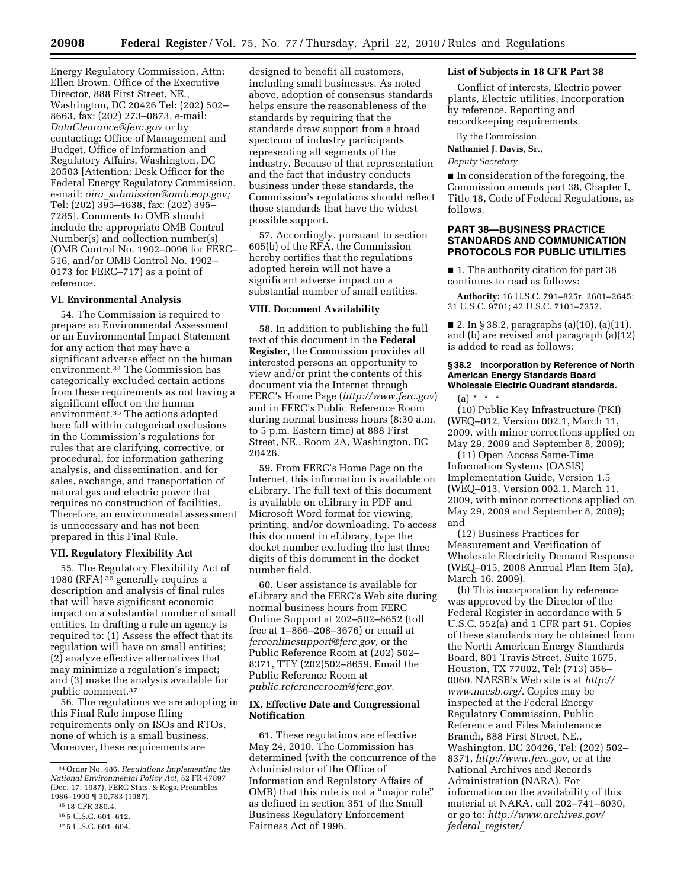Energy Regulatory Commission, Attn: Ellen Brown, Office of the Executive Director, 888 First Street, NE., Washington, DC 20426 Tel: (202) 502–8663, fax: (202) 273–0873, e-mail: *DataClearance@ferc.gov* or by contacting: Office of Management and Budget, Office of Information and Regulatory Affairs, Washington, DC 20503 [Attention: Desk Officer for the Federal Energy Regulatory Commission, e-mail: *oira_submission@omb.eop.gov;* Tel: (202) 395–4638, fax: (202) 395–7285]. Comments to OMB should include the appropriate OMB Control Number(s) and collection number(s) (OMB Control No. 1902–0096 for FERC–516, and/or OMB Control No. 1902–0173 for FERC–717) as a point of reference.

### VI. Environmental Analysis

54. The Commission is required to prepare an Environmental Assessment or an Environmental Impact Statement for any action that may have a significant adverse effect on the human environment.[34] The Commission has categorically excluded certain actions from these requirements as not having a significant effect on the human environment.[35] The actions adopted here fall within categorical exclusions in the Commission's regulations for rules that are clarifying, corrective, or procedural, for information gathering analysis, and dissemination, and for sales, exchange, and transportation of natural gas and electric power that requires no construction of facilities. Therefore, an environmental assessment is unnecessary and has not been prepared in this Final Rule.

### VII. Regulatory Flexibility Act

55. The Regulatory Flexibility Act of 1980 (RFA)[36] generally requires a description and analysis of final rules that will have significant economic impact on a substantial number of small entities. In drafting a rule an agency is required to: (1) Assess the effect that its regulation will have on small entities; (2) analyze effective alternatives that may minimize a regulation's impact; and (3) make the analysis available for public comment.[37]

56. The regulations we are adopting in this Final Rule impose filing requirements only on ISOs and RTOs, none of which is a small business. Moreover, these requirements are designed to benefit all customers, including small businesses. As noted above, adoption of consensus standards helps ensure the reasonableness of the standards by requiring that the standards draw support from a broad spectrum of industry participants representing all segments of the industry. Because of that representation and the fact that industry conducts business under these standards, the Commission's regulations should reflect those standards that have the widest possible support.

57. Accordingly, pursuant to section 605(b) of the RFA, the Commission hereby certifies that the regulations adopted herein will not have a significant adverse impact on a substantial number of small entities.

### VIII. Document Availability

58. In addition to publishing the full text of this document in the **Federal Register,** the Commission provides all interested persons an opportunity to view and/or print the contents of this document via the Internet through FERC's Home Page (*http://www.ferc.gov*) and in FERC's Public Reference Room during normal business hours (8:30 a.m. to 5 p.m. Eastern time) at 888 First Street, NE., Room 2A, Washington, DC 20426.

59. From FERC's Home Page on the Internet, this information is available on eLibrary. The full text of this document is available on eLibrary in PDF and Microsoft Word format for viewing, printing, and/or downloading. To access this document in eLibrary, type the docket number excluding the last three digits of this document in the docket number field.

60. User assistance is available for eLibrary and the FERC's Web site during normal business hours from FERC Online Support at 202–502–6652 (toll free at 1–866–208–3676) or email at *ferconlinesupport@ferc.gov,* or the Public Reference Room at (202) 502–8371, TTY (202)502–8659. Email the Public Reference Room at *public.referenceroom@ferc.gov.*

### IX. Effective Date and Congressional Notification

61. These regulations are effective May 24, 2010. The Commission has determined (with the concurrence of the Administrator of the Office of Information and Regulatory Affairs of OMB) that this rule is not a "major rule" as defined in section 351 of the Small Business Regulatory Enforcement Fairness Act of 1996.

### List of Subjects in 18 CFR Part 38

Conflict of interests, Electric power plants, Electric utilities, Incorporation by reference, Reporting and recordkeeping requirements.

By the Commission.

**Nathaniel J. Davis, Sr.,**

*Deputy Secretary.*

■ In consideration of the foregoing, the Commission amends part 38, Chapter I, Title 18, Code of Federal Regulations, as follows.

## PART 38—BUSINESS PRACTICE STANDARDS AND COMMUNICATION PROTOCOLS FOR PUBLIC UTILITIES

■ 1. The authority citation for part 38 continues to read as follows:

**Authority:** 16 U.S.C. 791–825r, 2601–2645; 31 U.S.C. 9701; 42 U.S.C. 7101–7352.

■ 2. In § 38.2, paragraphs (a)(10), (a)(11), and (b) are revised and paragraph (a)(12) is added to read as follows:

#### § 38.2 Incorporation by Reference of North American Energy Standards Board Wholesale Electric Quadrant standards.

(a) * * *

(10) Public Key Infrastructure (PKI) (WEQ–012, Version 002.1, March 11, 2009, with minor corrections applied on May 29, 2009 and September 8, 2009);

(11) Open Access Same-Time Information Systems (OASIS) Implementation Guide, Version 1.5 (WEQ–013, Version 002.1, March 11, 2009, with minor corrections applied on May 29, 2009 and September 8, 2009); and

(12) Business Practices for Measurement and Verification of Wholesale Electricity Demand Response (WEQ–015, 2008 Annual Plan Item 5(a), March 16, 2009).

(b) This incorporation by reference was approved by the Director of the Federal Register in accordance with 5 U.S.C. 552(a) and 1 CFR part 51. Copies of these standards may be obtained from the North American Energy Standards Board, 801 Travis Street, Suite 1675, Houston, TX 77002, Tel: (713) 356–0060. NAESB's Web site is at *http://www.naesb.org/.* Copies may be inspected at the Federal Energy Regulatory Commission, Public Reference and Files Maintenance Branch, 888 First Street, NE., Washington, DC 20426, Tel: (202) 502–8371, *http://www.ferc.gov,* or at the National Archives and Records Administration (NARA). For information on the availability of this material at NARA, call 202–741–6030, or go to: *http://www.archives.gov/federal_register/*

---

[34] Order No. 486, *Regulations Implementing the National Environmental Policy Act,* 52 FR 47897 (Dec. 17, 1987), FERC Stats. & Regs. Preambles 1986–1990 ¶ 30,783 (1987).

[35] 18 CFR 380.4.

[36] 5 U.S.C. 601–612.

[37] 5 U.S.C. 601–604.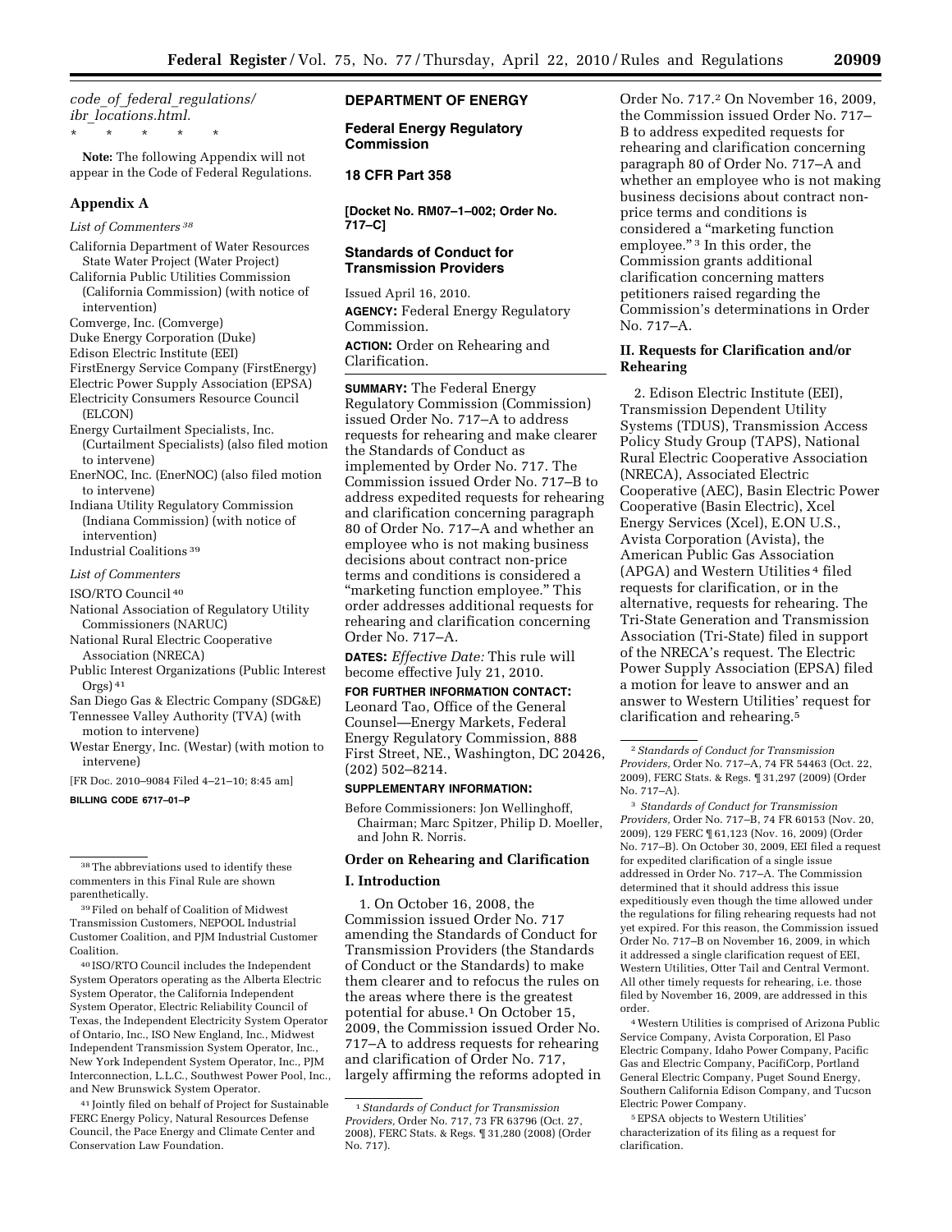*code_of_federal_regulations/ibr_locations.html.*

\* \* \* \* \*

**Note:** The following Appendix will not appear in the Code of Federal Regulations.

## Appendix A

*List of Commenters* [38]

California Department of Water Resources State Water Project (Water Project)
California Public Utilities Commission (California Commission) (with notice of intervention)
Comverge, Inc. (Comverge)
Duke Energy Corporation (Duke)
Edison Electric Institute (EEI)
FirstEnergy Service Company (FirstEnergy)
Electric Power Supply Association (EPSA)
Electricity Consumers Resource Council (ELCON)
Energy Curtailment Specialists, Inc. (Curtailment Specialists) (also filed motion to intervene)
EnerNOC, Inc. (EnerNOC) (also filed motion to intervene)
Indiana Utility Regulatory Commission (Indiana Commission) (with notice of intervention)
Industrial Coalitions [39]

*List of Commenters*

ISO/RTO Council [40]
National Association of Regulatory Utility Commissioners (NARUC)
National Rural Electric Cooperative Association (NRECA)
Public Interest Organizations (Public Interest Orgs) [41]
San Diego Gas & Electric Company (SDG&E)
Tennessee Valley Authority (TVA) (with motion to intervene)
Westar Energy, Inc. (Westar) (with motion to intervene)

[FR Doc. 2010–9084 Filed 4–21–10; 8:45 am]

**BILLING CODE 6717–01–P**

[38] The abbreviations used to identify these commenters in this Final Rule are shown parenthetically.

[39] Filed on behalf of Coalition of Midwest Transmission Customers, NEPOOL Industrial Customer Coalition, and PJM Industrial Customer Coalition.

[40] ISO/RTO Council includes the Independent System Operators operating as the Alberta Electric System Operator, the California Independent System Operator, Electric Reliability Council of Texas, the Independent Electricity System Operator of Ontario, Inc., ISO New England, Inc., Midwest Independent Transmission System Operator, Inc., New York Independent System Operator, Inc., PJM Interconnection, L.L.C., Southwest Power Pool, Inc., and New Brunswick System Operator.

[41] Jointly filed on behalf of Project for Sustainable FERC Energy Policy, Natural Resources Defense Council, the Pace Energy and Climate Center and Conservation Law Foundation.

## DEPARTMENT OF ENERGY

### Federal Energy Regulatory Commission

### 18 CFR Part 358

**[Docket No. RM07–1–002; Order No. 717–C]**

### Standards of Conduct for Transmission Providers

Issued April 16, 2010.

**AGENCY:** Federal Energy Regulatory Commission.

**ACTION:** Order on Rehearing and Clarification.

**SUMMARY:** The Federal Energy Regulatory Commission (Commission) issued Order No. 717–A to address requests for rehearing and make clearer the Standards of Conduct as implemented by Order No. 717. The Commission issued Order No. 717–B to address expedited requests for rehearing and clarification concerning paragraph 80 of Order No. 717–A and whether an employee who is not making business decisions about contract non-price terms and conditions is considered a "marketing function employee." This order addresses additional requests for rehearing and clarification concerning Order No. 717–A.

**DATES:** *Effective Date:* This rule will become effective July 21, 2010.

**FOR FURTHER INFORMATION CONTACT:** Leonard Tao, Office of the General Counsel—Energy Markets, Federal Energy Regulatory Commission, 888 First Street, NE., Washington, DC 20426, (202) 502–8214.

**SUPPLEMENTARY INFORMATION:**

Before Commissioners: Jon Wellinghoff, Chairman; Marc Spitzer, Philip D. Moeller, and John R. Norris.

### Order on Rehearing and Clarification

#### I. Introduction

1. On October 16, 2008, the Commission issued Order No. 717 amending the Standards of Conduct for Transmission Providers (the Standards of Conduct or the Standards) to make them clearer and to refocus the rules on the areas where there is the greatest potential for abuse.[1] On October 15, 2009, the Commission issued Order No. 717–A to address requests for rehearing and clarification of Order No. 717, largely affirming the reforms adopted in Order No. 717.[2] On November 16, 2009, the Commission issued Order No. 717–B to address expedited requests for rehearing and clarification concerning paragraph 80 of Order No. 717–A and whether an employee who is not making business decisions about contract non-price terms and conditions is considered a "marketing function employee."[3] In this order, the Commission grants additional clarification concerning matters petitioners raised regarding the Commission's determinations in Order No. 717–A.

#### II. Requests for Clarification and/or Rehearing

2. Edison Electric Institute (EEI), Transmission Dependent Utility Systems (TDUS), Transmission Access Policy Study Group (TAPS), National Rural Electric Cooperative Association (NRECA), Associated Electric Cooperative (AEC), Basin Electric Power Cooperative (Basin Electric), Xcel Energy Services (Xcel), E.ON U.S., Avista Corporation (Avista), the American Public Gas Association (APGA) and Western Utilities[4] filed requests for clarification, or in the alternative, requests for rehearing. The Tri-State Generation and Transmission Association (Tri-State) filed in support of the NRECA's request. The Electric Power Supply Association (EPSA) filed a motion for leave to answer and an answer to Western Utilities' request for clarification and rehearing.[5]

[1] *Standards of Conduct for Transmission Providers,* Order No. 717, 73 FR 63796 (Oct. 27, 2008), FERC Stats. & Regs. ¶ 31,280 (2008) (Order No. 717).

[2] *Standards of Conduct for Transmission Providers,* Order No. 717–A, 74 FR 54463 (Oct. 22, 2009), FERC Stats. & Regs. ¶ 31,297 (2009) (Order No. 717–A).

[3] *Standards of Conduct for Transmission Providers,* Order No. 717–B, 74 FR 60153 (Nov. 20, 2009), 129 FERC ¶ 61,123 (Nov. 16, 2009) (Order No. 717–B). On October 30, 2009, EEI filed a request for expedited clarification of a single issue addressed in Order No. 717–A. The Commission determined that it should address this issue expeditiously even though the time allowed under the regulations for filing rehearing requests had not yet expired. For this reason, the Commission issued Order No. 717–B on November 16, 2009, in which it addressed a single clarification request of EEI, Western Utilities, Otter Tail and Central Vermont. All other timely requests for rehearing, i.e. those filed by November 16, 2009, are addressed in this order.

[4] Western Utilities is comprised of Arizona Public Service Company, Avista Corporation, El Paso Electric Company, Idaho Power Company, Pacific Gas and Electric Company, PacifiCorp, Portland General Electric Company, Puget Sound Energy, Southern California Edison Company, and Tucson Electric Power Company.

[5] EPSA objects to Western Utilities' characterization of its filing as a request for clarification.